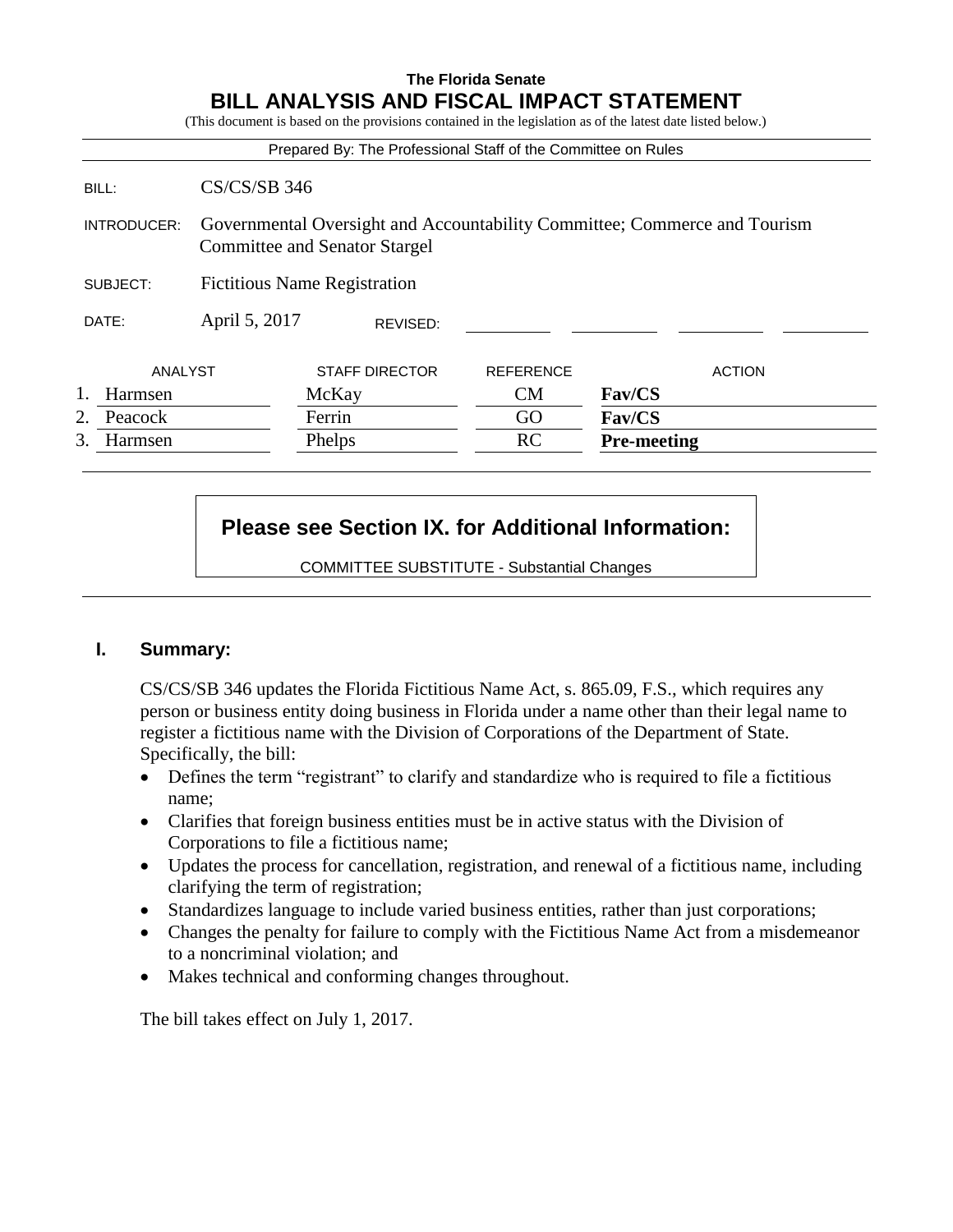**The Florida Senate**

# BILL ANALYSIS AND FISCAL IMPACT STATEMENT

(This document is based on the provisions contained in the legislation as of the latest date listed below.)

Prepared By: The Professional Staff of the Committee on Rules

| | |
|---|---|
| BILL: | CS/CS/SB 346 |
| INTRODUCER: | Governmental Oversight and Accountability Committee; Commerce and Tourism Committee and Senator Stargel |
| SUBJECT: | Fictitious Name Registration |
| DATE: | April 5, 2017 REVISED: |

| | ANALYST | STAFF DIRECTOR | REFERENCE | ACTION |
|---|---|---|---|---|
| 1. | Harmsen | McKay | CM | **Fav/CS** |
| 2. | Peacock | Ferrin | GO | **Fav/CS** |
| 3. | Harmsen | Phelps | RC | **Pre-meeting** |

**Please see Section IX. for Additional Information:**

COMMITTEE SUBSTITUTE - Substantial Changes

## I. Summary:

CS/CS/SB 346 updates the Florida Fictitious Name Act, s. 865.09, F.S., which requires any person or business entity doing business in Florida under a name other than their legal name to register a fictitious name with the Division of Corporations of the Department of State. Specifically, the bill:

- Defines the term "registrant" to clarify and standardize who is required to file a fictitious name;
- Clarifies that foreign business entities must be in active status with the Division of Corporations to file a fictitious name;
- Updates the process for cancellation, registration, and renewal of a fictitious name, including clarifying the term of registration;
- Standardizes language to include varied business entities, rather than just corporations;
- Changes the penalty for failure to comply with the Fictitious Name Act from a misdemeanor to a noncriminal violation; and
- Makes technical and conforming changes throughout.

The bill takes effect on July 1, 2017.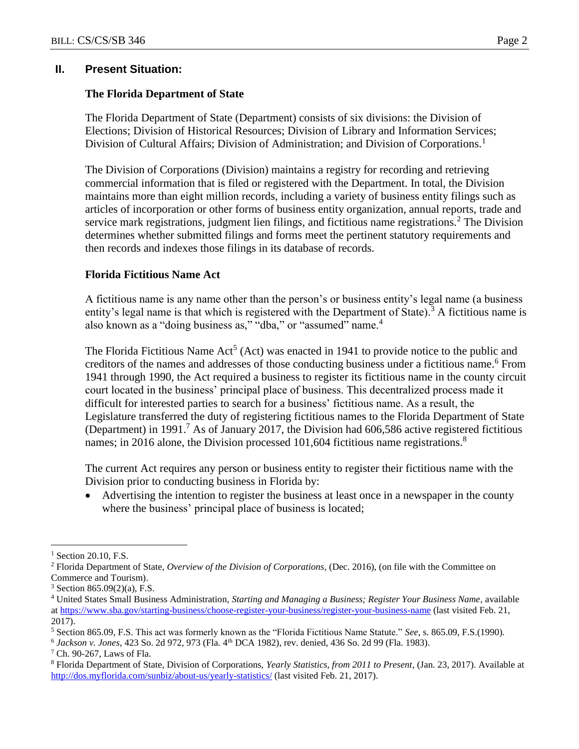## II. Present Situation:

### The Florida Department of State

The Florida Department of State (Department) consists of six divisions: the Division of Elections; Division of Historical Resources; Division of Library and Information Services; Division of Cultural Affairs; Division of Administration; and Division of Corporations.[1]

The Division of Corporations (Division) maintains a registry for recording and retrieving commercial information that is filed or registered with the Department. In total, the Division maintains more than eight million records, including a variety of business entity filings such as articles of incorporation or other forms of business entity organization, annual reports, trade and service mark registrations, judgment lien filings, and fictitious name registrations.[2] The Division determines whether submitted filings and forms meet the pertinent statutory requirements and then records and indexes those filings in its database of records.

### Florida Fictitious Name Act

A fictitious name is any name other than the person's or business entity's legal name (a business entity's legal name is that which is registered with the Department of State).[3] A fictitious name is also known as a "doing business as," "dba," or "assumed" name.[4]

The Florida Fictitious Name Act[5] (Act) was enacted in 1941 to provide notice to the public and creditors of the names and addresses of those conducting business under a fictitious name.[6] From 1941 through 1990, the Act required a business to register its fictitious name in the county circuit court located in the business' principal place of business. This decentralized process made it difficult for interested parties to search for a business' fictitious name. As a result, the Legislature transferred the duty of registering fictitious names to the Florida Department of State (Department) in 1991.[7] As of January 2017, the Division had 606,586 active registered fictitious names; in 2016 alone, the Division processed 101,604 fictitious name registrations.[8]

The current Act requires any person or business entity to register their fictitious name with the Division prior to conducting business in Florida by:

- Advertising the intention to register the business at least once in a newspaper in the county where the business' principal place of business is located;

---

[1] Section 20.10, F.S.

[2] Florida Department of State, *Overview of the Division of Corporations*, (Dec. 2016), (on file with the Committee on Commerce and Tourism).

[3] Section 865.09(2)(a), F.S.

[4] United States Small Business Administration, *Starting and Managing a Business; Register Your Business Name*, available at https://www.sba.gov/starting-business/choose-register-your-business/register-your-business-name (last visited Feb. 21, 2017).

[5] Section 865.09, F.S. This act was formerly known as the "Florida Fictitious Name Statute." *See*, s. 865.09, F.S.(1990).

[6] *Jackson v. Jones*, 423 So. 2d 972, 973 (Fla. 4th DCA 1982), rev. denied, 436 So. 2d 99 (Fla. 1983).

[7] Ch. 90-267, Laws of Fla.

[8] Florida Department of State, Division of Corporations, *Yearly Statistics, from 2011 to Present*, (Jan. 23, 2017). Available at http://dos.myflorida.com/sunbiz/about-us/yearly-statistics/ (last visited Feb. 21, 2017).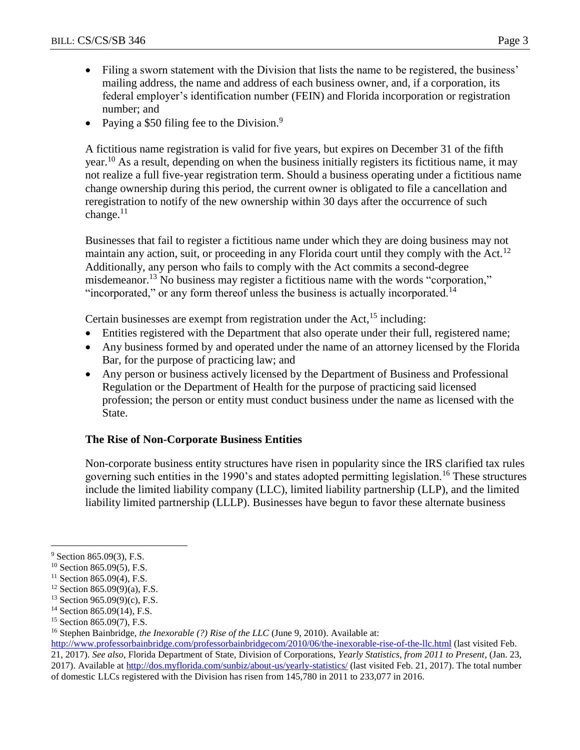- Filing a sworn statement with the Division that lists the name to be registered, the business' mailing address, the name and address of each business owner, and, if a corporation, its federal employer's identification number (FEIN) and Florida incorporation or registration number; and
- Paying a $50 filing fee to the Division.[9]

A fictitious name registration is valid for five years, but expires on December 31 of the fifth year.[10] As a result, depending on when the business initially registers its fictitious name, it may not realize a full five-year registration term. Should a business operating under a fictitious name change ownership during this period, the current owner is obligated to file a cancellation and reregistration to notify of the new ownership within 30 days after the occurrence of such change.[11]

Businesses that fail to register a fictitious name under which they are doing business may not maintain any action, suit, or proceeding in any Florida court until they comply with the Act.[12] Additionally, any person who fails to comply with the Act commits a second-degree misdemeanor.[13] No business may register a fictitious name with the words "corporation," "incorporated," or any form thereof unless the business is actually incorporated.[14]

Certain businesses are exempt from registration under the Act,[15] including:

- Entities registered with the Department that also operate under their full, registered name;
- Any business formed by and operated under the name of an attorney licensed by the Florida Bar, for the purpose of practicing law; and
- Any person or business actively licensed by the Department of Business and Professional Regulation or the Department of Health for the purpose of practicing said licensed profession; the person or entity must conduct business under the name as licensed with the State.

### The Rise of Non-Corporate Business Entities

Non-corporate business entity structures have risen in popularity since the IRS clarified tax rules governing such entities in the 1990's and states adopted permitting legislation.[16] These structures include the limited liability company (LLC), limited liability partnership (LLP), and the limited liability limited partnership (LLLP). Businesses have begun to favor these alternate business

---

[9] Section 865.09(3), F.S.

[10] Section 865.09(5), F.S.

[11] Section 865.09(4), F.S.

[12] Section 865.09(9)(a), F.S.

[13] Section 965.09(9)(c), F.S.

[14] Section 865.09(14), F.S.

[15] Section 865.09(7), F.S.

[16] Stephen Bainbridge, *the Inexorable (?) Rise of the LLC* (June 9, 2010). Available at: http://www.professorbainbridge.com/professorbainbridgecom/2010/06/the-inexorable-rise-of-the-llc.html (last visited Feb. 21, 2017). *See also*, Florida Department of State, Division of Corporations, *Yearly Statistics, from 2011 to Present*, (Jan. 23, 2017). Available at http://dos.myflorida.com/sunbiz/about-us/yearly-statistics/ (last visited Feb. 21, 2017). The total number of domestic LLCs registered with the Division has risen from 145,780 in 2011 to 233,077 in 2016.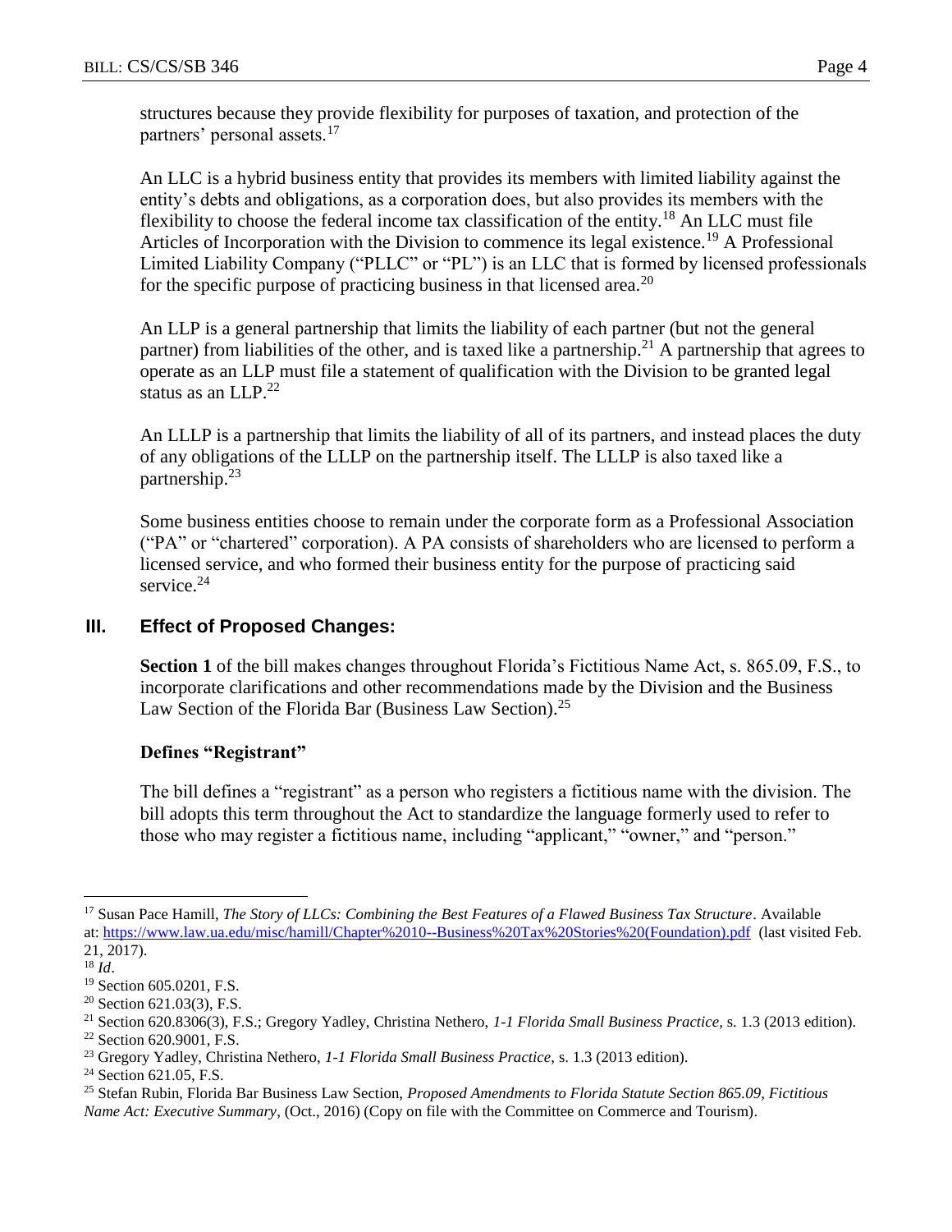structures because they provide flexibility for purposes of taxation, and protection of the partners' personal assets.[17]

An LLC is a hybrid business entity that provides its members with limited liability against the entity's debts and obligations, as a corporation does, but also provides its members with the flexibility to choose the federal income tax classification of the entity.[18] An LLC must file Articles of Incorporation with the Division to commence its legal existence.[19] A Professional Limited Liability Company ("PLLC" or "PL") is an LLC that is formed by licensed professionals for the specific purpose of practicing business in that licensed area.[20]

An LLP is a general partnership that limits the liability of each partner (but not the general partner) from liabilities of the other, and is taxed like a partnership.[21] A partnership that agrees to operate as an LLP must file a statement of qualification with the Division to be granted legal status as an LLP.[22]

An LLLP is a partnership that limits the liability of all of its partners, and instead places the duty of any obligations of the LLLP on the partnership itself. The LLLP is also taxed like a partnership.[23]

Some business entities choose to remain under the corporate form as a Professional Association ("PA" or "chartered" corporation). A PA consists of shareholders who are licensed to perform a licensed service, and who formed their business entity for the purpose of practicing said service.[24]

## III. Effect of Proposed Changes:

**Section 1** of the bill makes changes throughout Florida's Fictitious Name Act, s. 865.09, F.S., to incorporate clarifications and other recommendations made by the Division and the Business Law Section of the Florida Bar (Business Law Section).[25]

### Defines "Registrant"

The bill defines a "registrant" as a person who registers a fictitious name with the division. The bill adopts this term throughout the Act to standardize the language formerly used to refer to those who may register a fictitious name, including "applicant," "owner," and "person."

---

[17] Susan Pace Hamill, *The Story of LLCs: Combining the Best Features of a Flawed Business Tax Structure*. Available at: https://www.law.ua.edu/misc/hamill/Chapter%2010--Business%20Tax%20Stories%20(Foundation).pdf (last visited Feb. 21, 2017).

[18] *Id*.

[19] Section 605.0201, F.S.

[20] Section 621.03(3), F.S.

[21] Section 620.8306(3), F.S.; Gregory Yadley, Christina Nethero, *1-1 Florida Small Business Practice*, s. 1.3 (2013 edition).

[22] Section 620.9001, F.S.

[23] Gregory Yadley, Christina Nethero, *1-1 Florida Small Business Practice*, s. 1.3 (2013 edition).

[24] Section 621.05, F.S.

[25] Stefan Rubin, Florida Bar Business Law Section, *Proposed Amendments to Florida Statute Section 865.09, Fictitious Name Act: Executive Summary*, (Oct., 2016) (Copy on file with the Committee on Commerce and Tourism).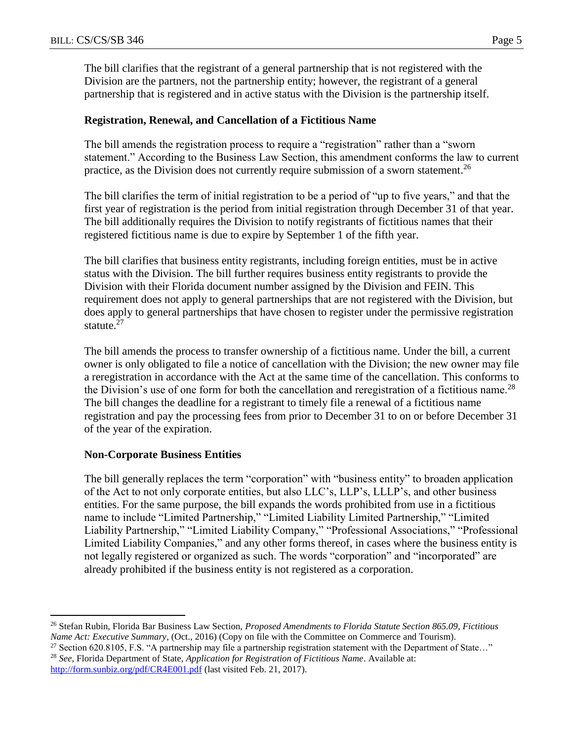The bill clarifies that the registrant of a general partnership that is not registered with the Division are the partners, not the partnership entity; however, the registrant of a general partnership that is registered and in active status with the Division is the partnership itself.

### Registration, Renewal, and Cancellation of a Fictitious Name

The bill amends the registration process to require a "registration" rather than a "sworn statement." According to the Business Law Section, this amendment conforms the law to current practice, as the Division does not currently require submission of a sworn statement.[26]

The bill clarifies the term of initial registration to be a period of "up to five years," and that the first year of registration is the period from initial registration through December 31 of that year. The bill additionally requires the Division to notify registrants of fictitious names that their registered fictitious name is due to expire by September 1 of the fifth year.

The bill clarifies that business entity registrants, including foreign entities, must be in active status with the Division. The bill further requires business entity registrants to provide the Division with their Florida document number assigned by the Division and FEIN. This requirement does not apply to general partnerships that are not registered with the Division, but does apply to general partnerships that have chosen to register under the permissive registration statute.[27]

The bill amends the process to transfer ownership of a fictitious name. Under the bill, a current owner is only obligated to file a notice of cancellation with the Division; the new owner may file a reregistration in accordance with the Act at the same time of the cancellation. This conforms to the Division's use of one form for both the cancellation and reregistration of a fictitious name.[28] The bill changes the deadline for a registrant to timely file a renewal of a fictitious name registration and pay the processing fees from prior to December 31 to on or before December 31 of the year of the expiration.

### Non-Corporate Business Entities

The bill generally replaces the term "corporation" with "business entity" to broaden application of the Act to not only corporate entities, but also LLC's, LLP's, LLLP's, and other business entities. For the same purpose, the bill expands the words prohibited from use in a fictitious name to include "Limited Partnership," "Limited Liability Limited Partnership," "Limited Liability Partnership," "Limited Liability Company," "Professional Associations," "Professional Limited Liability Companies," and any other forms thereof, in cases where the business entity is not legally registered or organized as such. The words "corporation" and "incorporated" are already prohibited if the business entity is not registered as a corporation.

---

[26] Stefan Rubin, Florida Bar Business Law Section, *Proposed Amendments to Florida Statute Section 865.09, Fictitious Name Act: Executive Summary*, (Oct., 2016) (Copy on file with the Committee on Commerce and Tourism).

[27] Section 620.8105, F.S. "A partnership may file a partnership registration statement with the Department of State…"

[28] *See*, Florida Department of State, *Application for Registration of Fictitious Name*. Available at: http://form.sunbiz.org/pdf/CR4E001.pdf (last visited Feb. 21, 2017).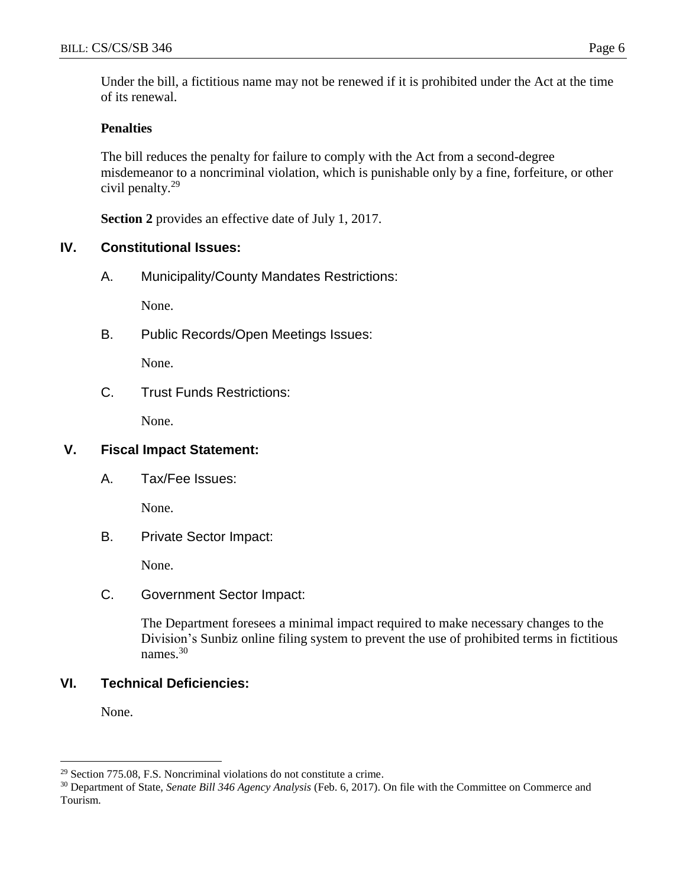Under the bill, a fictitious name may not be renewed if it is prohibited under the Act at the time of its renewal.

**Penalties**

The bill reduces the penalty for failure to comply with the Act from a second-degree misdemeanor to a noncriminal violation, which is punishable only by a fine, forfeiture, or other civil penalty.[29]

**Section 2** provides an effective date of July 1, 2017.

## IV. Constitutional Issues:

A. Municipality/County Mandates Restrictions:

None.

B. Public Records/Open Meetings Issues:

None.

C. Trust Funds Restrictions:

None.

## V. Fiscal Impact Statement:

A. Tax/Fee Issues:

None.

B. Private Sector Impact:

None.

C. Government Sector Impact:

The Department foresees a minimal impact required to make necessary changes to the Division's Sunbiz online filing system to prevent the use of prohibited terms in fictitious names.[30]

## VI. Technical Deficiencies:

None.

---

[29] Section 775.08, F.S. Noncriminal violations do not constitute a crime.

[30] Department of State, *Senate Bill 346 Agency Analysis* (Feb. 6, 2017). On file with the Committee on Commerce and Tourism.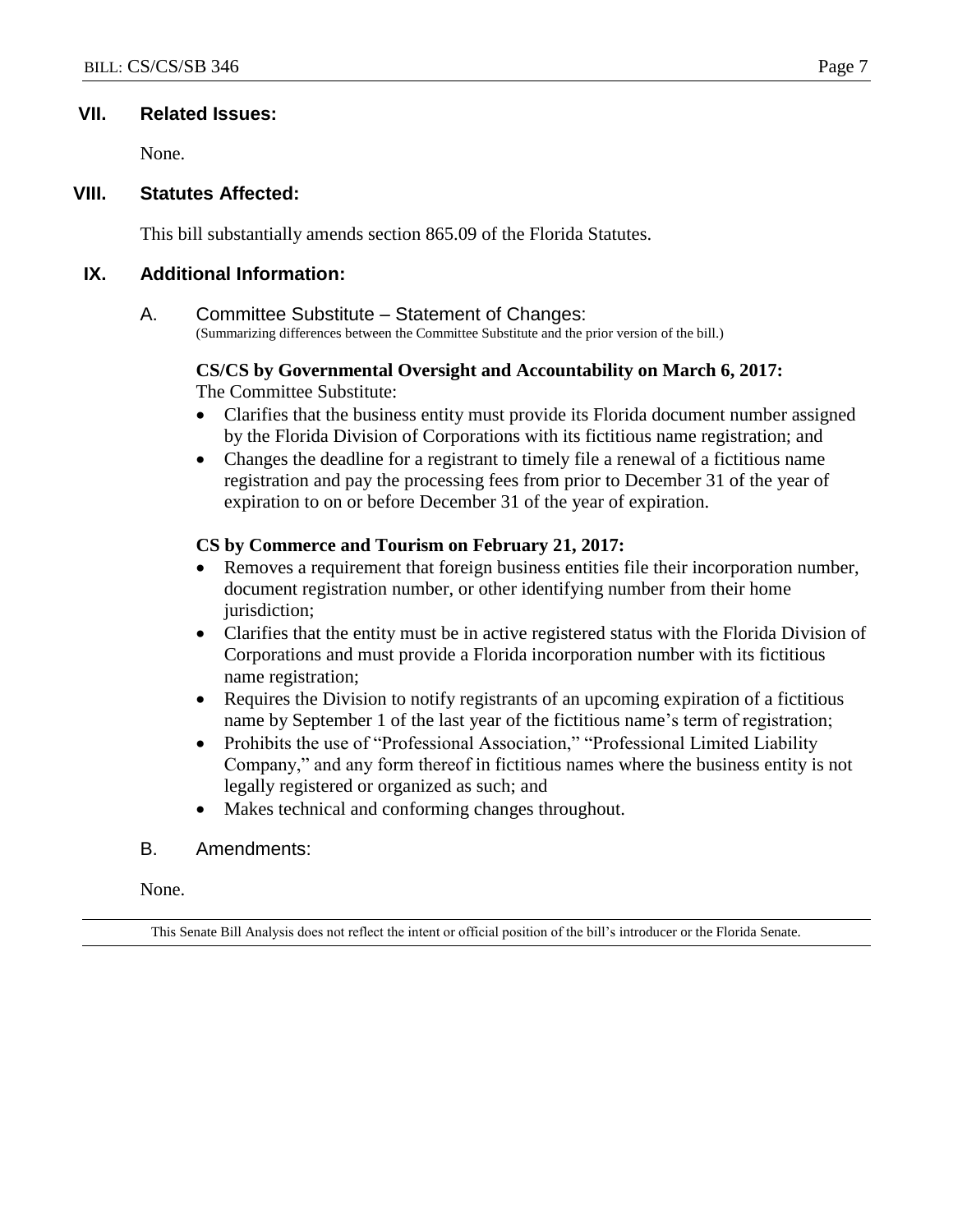## VII. Related Issues:

None.

## VIII. Statutes Affected:

This bill substantially amends section 865.09 of the Florida Statutes.

## IX. Additional Information:

### A. Committee Substitute – Statement of Changes:

(Summarizing differences between the Committee Substitute and the prior version of the bill.)

**CS/CS by Governmental Oversight and Accountability on March 6, 2017:**

The Committee Substitute:

- Clarifies that the business entity must provide its Florida document number assigned by the Florida Division of Corporations with its fictitious name registration; and
- Changes the deadline for a registrant to timely file a renewal of a fictitious name registration and pay the processing fees from prior to December 31 of the year of expiration to on or before December 31 of the year of expiration.

**CS by Commerce and Tourism on February 21, 2017:**

- Removes a requirement that foreign business entities file their incorporation number, document registration number, or other identifying number from their home jurisdiction;
- Clarifies that the entity must be in active registered status with the Florida Division of Corporations and must provide a Florida incorporation number with its fictitious name registration;
- Requires the Division to notify registrants of an upcoming expiration of a fictitious name by September 1 of the last year of the fictitious name's term of registration;
- Prohibits the use of "Professional Association," "Professional Limited Liability Company," and any form thereof in fictitious names where the business entity is not legally registered or organized as such; and
- Makes technical and conforming changes throughout.

### B. Amendments:

None.

This Senate Bill Analysis does not reflect the intent or official position of the bill's introducer or the Florida Senate.